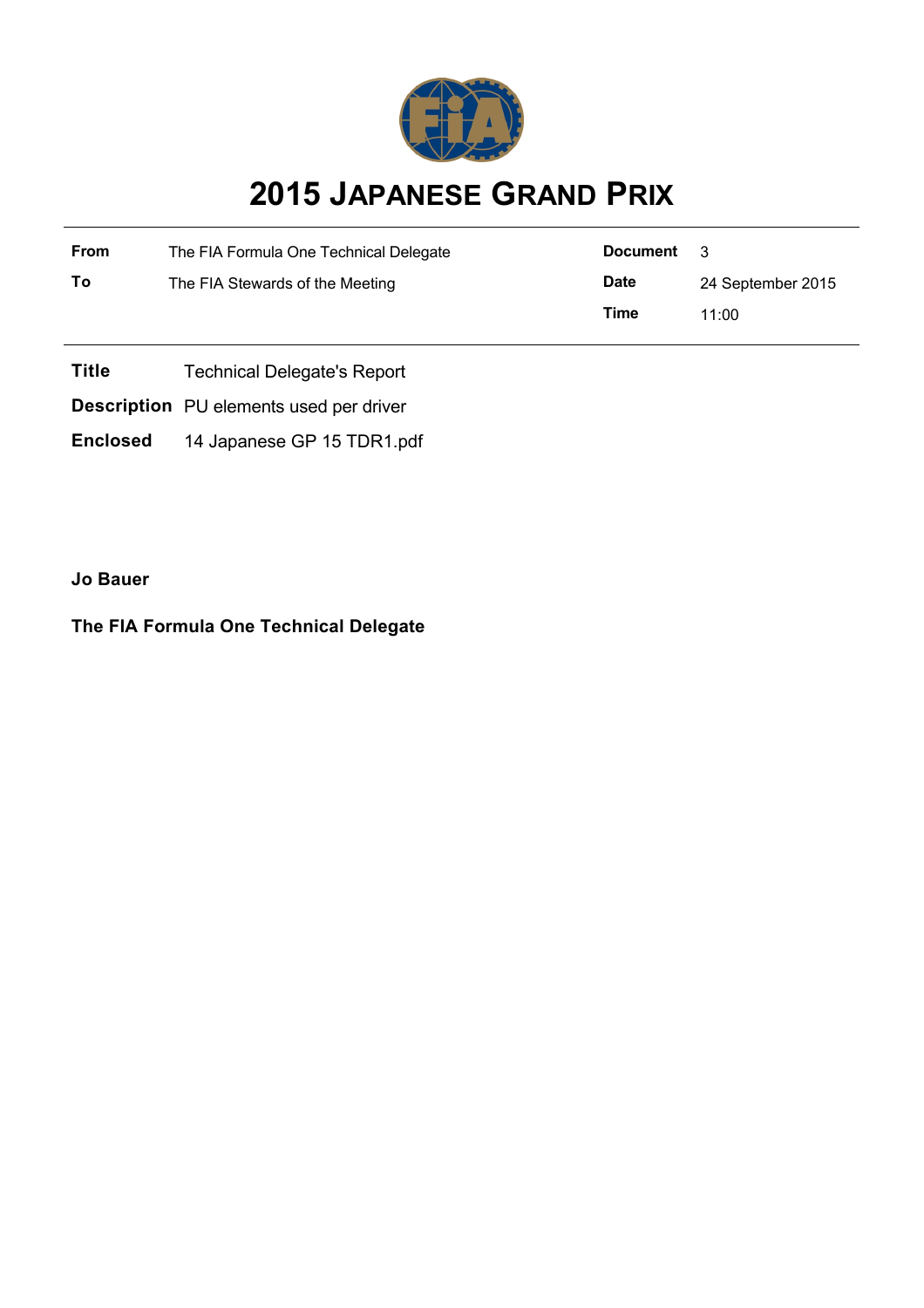# 2015 JAPANESE GRAND PRIX

| | | | |
|---|---|---|---|
| **From** | The FIA Formula One Technical Delegate | **Document** | 3 |
| **To** | The FIA Stewards of the Meeting | **Date** | 24 September 2015 |
| | | **Time** | 11:00 |

**Title** Technical Delegate's Report

**Description** PU elements used per driver

**Enclosed** 14 Japanese GP 15 TDR1.pdf

**Jo Bauer**

**The FIA Formula One Technical Delegate**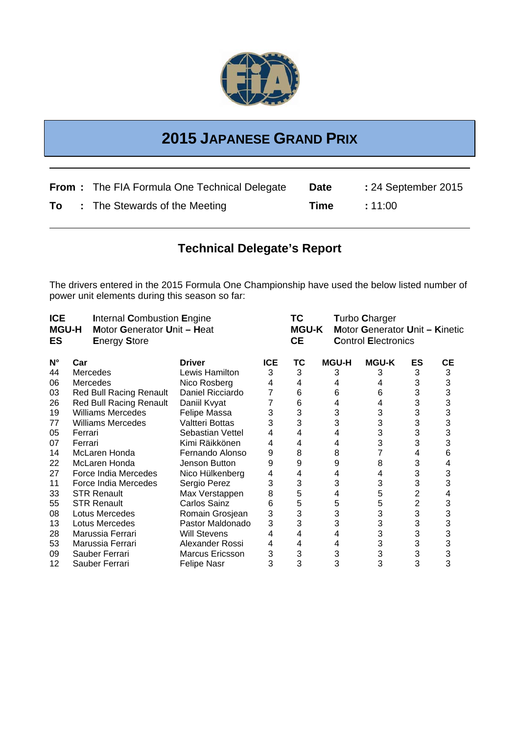# 2015 Japanese Grand Prix

| | | | |
|---|---|---|---|
| **From :** | The FIA Formula One Technical Delegate | **Date** | **:** 24 September 2015 |
| **To :** | The Stewards of the Meeting | **Time** | **:** 11:00 |

## Technical Delegate's Report

The drivers entered in the 2015 Formula One Championship have used the below listed number of power unit elements during this season so far:

| | | | |
|---|---|---|---|
| **ICE** | **I**nternal **C**ombustion **E**ngine | **TC** | **T**urbo **C**harger |
| **MGU-H** | **M**otor **G**enerator **U**nit **– H**eat | **MGU-K** | **M**otor **G**enerator **U**nit **– K**inetic |
| **ES** | **E**nergy **S**tore | **CE** | **C**ontrol **E**lectronics |

| N° | Car | Driver | ICE | TC | MGU-H | MGU-K | ES | CE |
|---|---|---|---|---|---|---|---|---|
| 44 | Mercedes | Lewis Hamilton | 3 | 3 | 3 | 3 | 3 | 3 |
| 06 | Mercedes | Nico Rosberg | 4 | 4 | 4 | 4 | 3 | 3 |
| 03 | Red Bull Racing Renault | Daniel Ricciardo | 7 | 6 | 6 | 6 | 3 | 3 |
| 26 | Red Bull Racing Renault | Daniil Kvyat | 7 | 6 | 4 | 4 | 3 | 3 |
| 19 | Williams Mercedes | Felipe Massa | 3 | 3 | 3 | 3 | 3 | 3 |
| 77 | Williams Mercedes | Valtteri Bottas | 3 | 3 | 3 | 3 | 3 | 3 |
| 05 | Ferrari | Sebastian Vettel | 4 | 4 | 4 | 3 | 3 | 3 |
| 07 | Ferrari | Kimi Räikkönen | 4 | 4 | 4 | 3 | 3 | 3 |
| 14 | McLaren Honda | Fernando Alonso | 9 | 8 | 8 | 7 | 4 | 6 |
| 22 | McLaren Honda | Jenson Button | 9 | 9 | 9 | 8 | 3 | 4 |
| 27 | Force India Mercedes | Nico Hülkenberg | 4 | 4 | 4 | 4 | 3 | 3 |
| 11 | Force India Mercedes | Sergio Perez | 3 | 3 | 3 | 3 | 3 | 3 |
| 33 | STR Renault | Max Verstappen | 8 | 5 | 4 | 5 | 2 | 4 |
| 55 | STR Renault | Carlos Sainz | 6 | 5 | 5 | 5 | 2 | 3 |
| 08 | Lotus Mercedes | Romain Grosjean | 3 | 3 | 3 | 3 | 3 | 3 |
| 13 | Lotus Mercedes | Pastor Maldonado | 3 | 3 | 3 | 3 | 3 | 3 |
| 28 | Marussia Ferrari | Will Stevens | 4 | 4 | 4 | 3 | 3 | 3 |
| 53 | Marussia Ferrari | Alexander Rossi | 4 | 4 | 4 | 3 | 3 | 3 |
| 09 | Sauber Ferrari | Marcus Ericsson | 3 | 3 | 3 | 3 | 3 | 3 |
| 12 | Sauber Ferrari | Felipe Nasr | 3 | 3 | 3 | 3 | 3 | 3 |